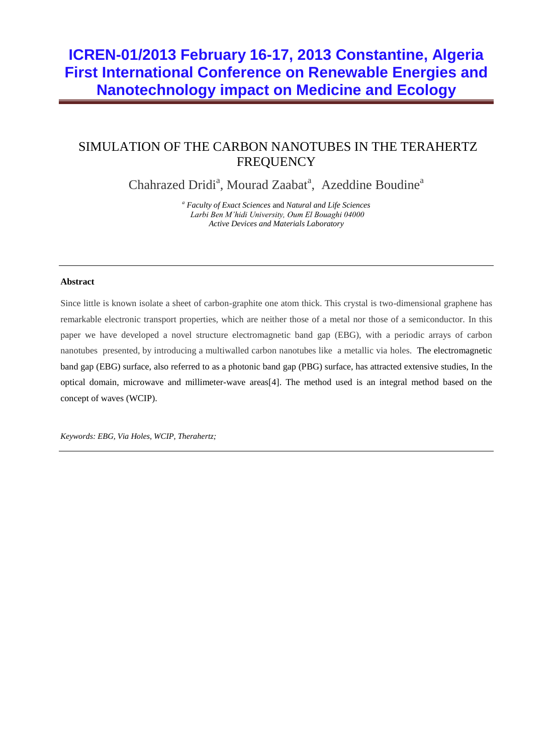# ICREN-01/2013 February 16-17, 2013 Constantine, Algeria First International Conference on Renewable Energies and Nanotechnology impact on Medicine and Ecology

## SIMULATION OF THE CARBON NANOTUBES IN THE TERAHERTZ FREQUENCY

Chahrazed Dridi[a], Mourad Zaabat[a], Azeddine Boudine[a]

[a] *Faculty of Exact Sciences* and *Natural and Life Sciences*
*Larbi Ben M'hidi University, Oum El Bouaghi 04000*
*Active Devices and Materials Laboratory*

---

**Abstract**

Since little is known isolate a sheet of carbon-graphite one atom thick. This crystal is two-dimensional graphene has remarkable electronic transport properties, which are neither those of a metal nor those of a semiconductor. In this paper we have developed a novel structure electromagnetic band gap (EBG), with a periodic arrays of carbon nanotubes presented, by introducing a multiwalled carbon nanotubes like a metallic via holes. The electromagnetic band gap (EBG) surface, also referred to as a photonic band gap (PBG) surface, has attracted extensive studies, In the optical domain, microwave and millimeter-wave areas[4]. The method used is an integral method based on the concept of waves (WCIP).

*Keywords: EBG, Via Holes, WCIP, Therahertz;*

---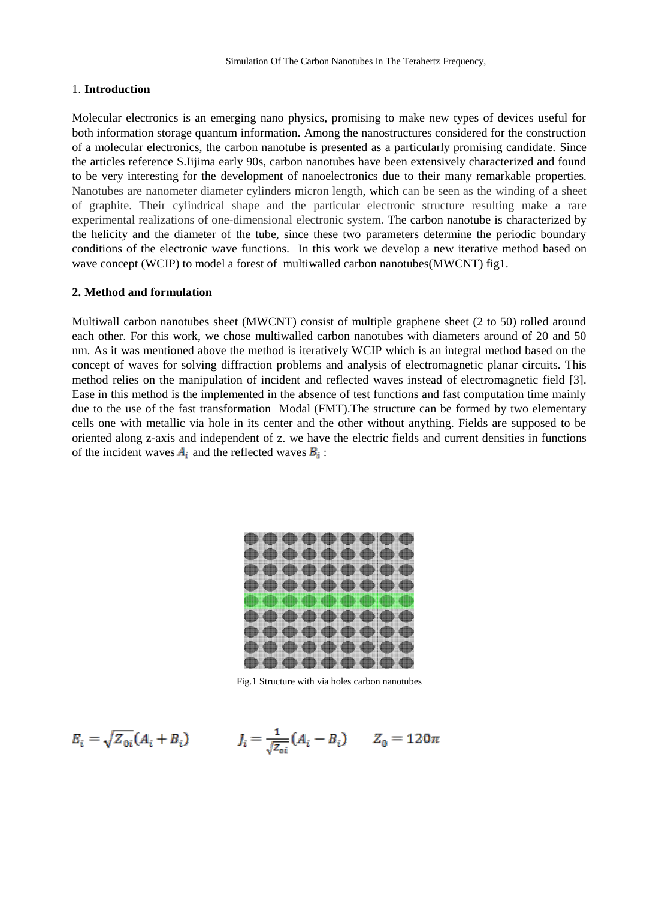1. **Introduction**

Molecular electronics is an emerging nano physics, promising to make new types of devices useful for both information storage quantum information. Among the nanostructures considered for the construction of a molecular electronics, the carbon nanotube is presented as a particularly promising candidate. Since the articles reference S.Iijima early 90s, carbon nanotubes have been extensively characterized and found to be very interesting for the development of nanoelectronics due to their many remarkable properties. Nanotubes are nanometer diameter cylinders micron length, which can be seen as the winding of a sheet of graphite. Their cylindrical shape and the particular electronic structure resulting make a rare experimental realizations of one-dimensional electronic system. The carbon nanotube is characterized by the helicity and the diameter of the tube, since these two parameters determine the periodic boundary conditions of the electronic wave functions. In this work we develop a new iterative method based on wave concept (WCIP) to model a forest of multiwalled carbon nanotubes(MWCNT) fig1.

**2. Method and formulation**

Multiwall carbon nanotubes sheet (MWCNT) consist of multiple graphene sheet (2 to 50) rolled around each other. For this work, we chose multiwalled carbon nanotubes with diameters around of 20 and 50 nm. As it was mentioned above the method is iteratively WCIP which is an integral method based on the concept of waves for solving diffraction problems and analysis of electromagnetic planar circuits. This method relies on the manipulation of incident and reflected waves instead of electromagnetic field [3]. Ease in this method is the implemented in the absence of test functions and fast computation time mainly due to the use of the fast transformation Modal (FMT).The structure can be formed by two elementary cells one with metallic via hole in its center and the other without anything. Fields are supposed to be oriented along z-axis and independent of z. we have the electric fields and current densities in functions of the incident waves $A_i$ and the reflected waves $B_i$ :

Fig.1 Structure with via holes carbon nanotubes

$$E_i = \sqrt{Z_{0i}}(A_i + B_i) \qquad J_i = \frac{1}{\sqrt{Z_{0i}}}(A_i - B_i) \qquad Z_0 = 120\pi$$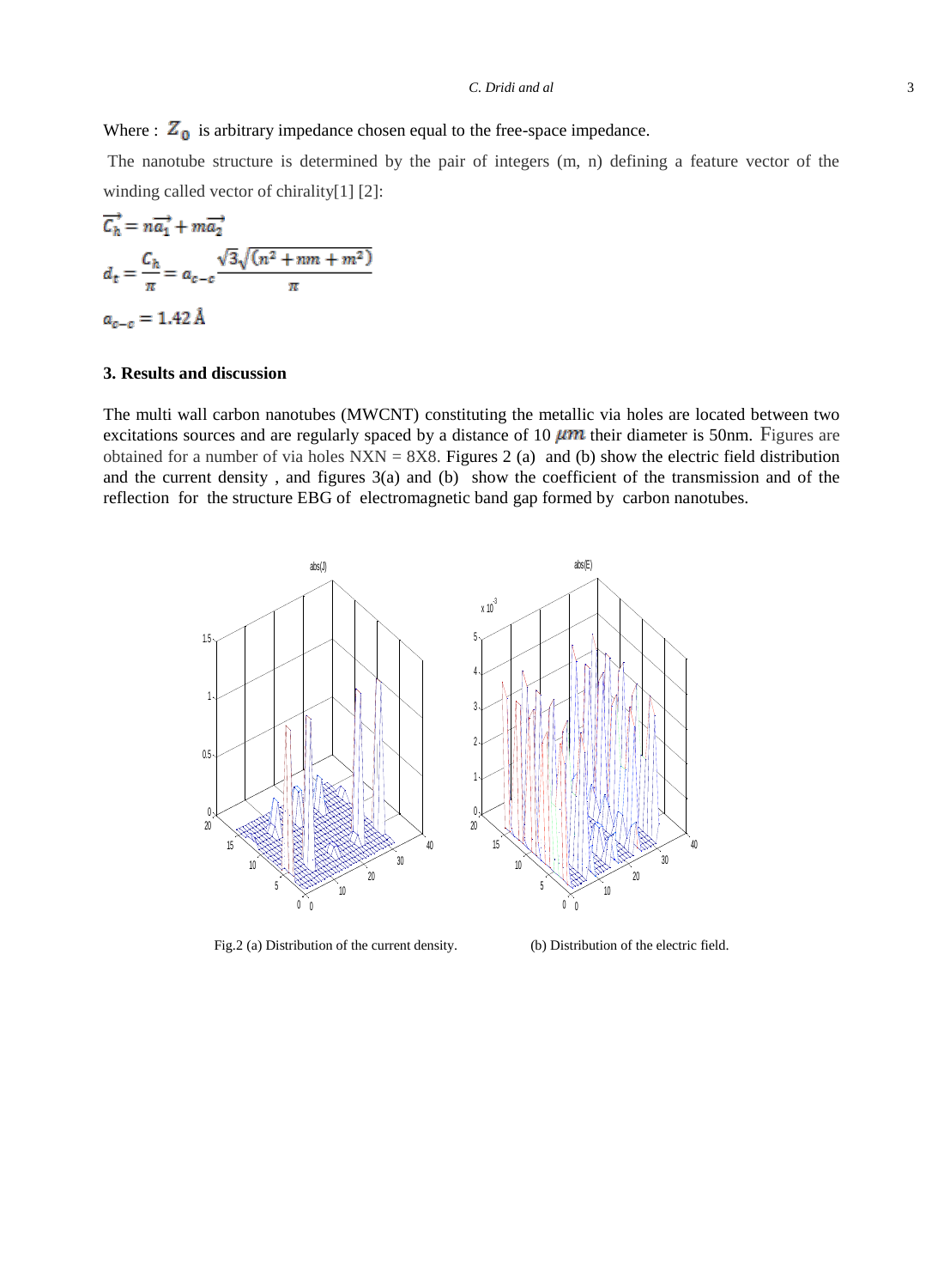Where : $Z_0$ is arbitrary impedance chosen equal to the free-space impedance.

The nanotube structure is determined by the pair of integers (m, n) defining a feature vector of the winding called vector of chirality[1] [2]:

$$\overrightarrow{C_h} = n\overrightarrow{a_1} + m\overrightarrow{a_2}$$

$$d_t = \frac{C_h}{\pi} = a_{c-c}\frac{\sqrt{3}\sqrt{(n^2 + nm + m^2)}}{\pi}$$

$$a_{c-c} = 1.42\,\text{Å}$$

### 3. Results and discussion

The multi wall carbon nanotubes (MWCNT) constituting the metallic via holes are located between two excitations sources and are regularly spaced by a distance of 10 $\mu m$ their diameter is 50nm. Figures are obtained for a number of via holes NXN = 8X8. Figures 2 (a) and (b) show the electric field distribution and the current density , and figures 3(a) and (b) show the coefficient of the transmission and of the reflection for the structure EBG of electromagnetic band gap formed by carbon nanotubes.

Fig.2 (a) Distribution of the current density. (b) Distribution of the electric field.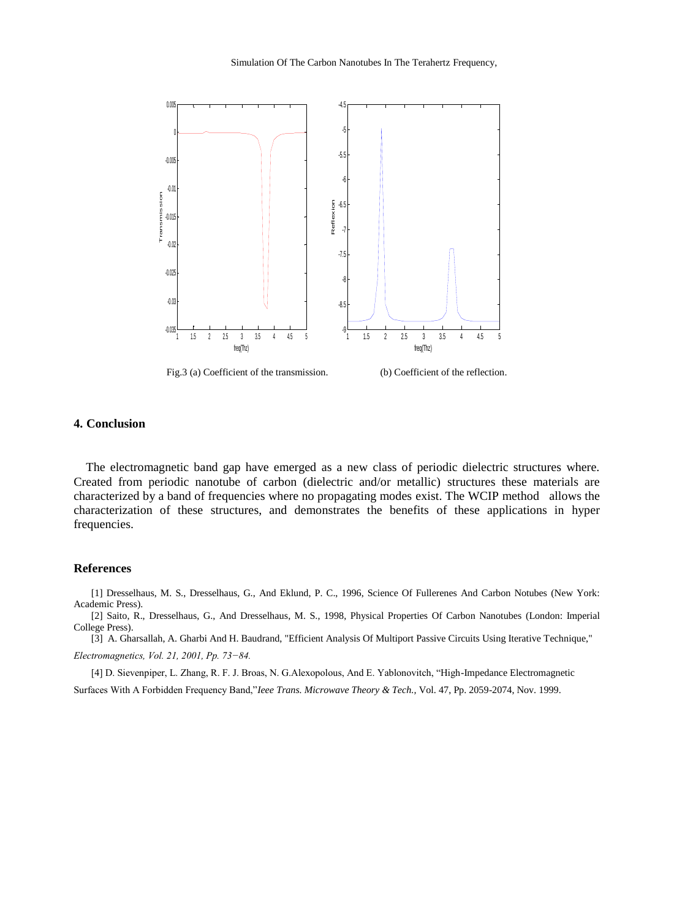0.005
0
-0.005
-0.01
-0.015
-0.02
-0.025
-0.03
-0.035

Transmission

1 1.5 2 2.5 3 3.5 4 4.5 5

freq(Thz)

-4.5
-5
-5.5
-6
-6.5
-7
-7.5
-8
-8.5
-9

Reflexion

1 1.5 2 2.5 3 3.5 4 4.5 5

freq(Thz)

Fig.3 (a) Coefficient of the transmission. (b) Coefficient of the reflection.

## 4. Conclusion

The electromagnetic band gap have emerged as a new class of periodic dielectric structures where. Created from periodic nanotube of carbon (dielectric and/or metallic) structures these materials are characterized by a band of frequencies where no propagating modes exist. The WCIP method allows the characterization of these structures, and demonstrates the benefits of these applications in hyper frequencies.

## References

[1] Dresselhaus, M. S., Dresselhaus, G., And Eklund, P. C., 1996, Science Of Fullerenes And Carbon Notubes (New York: Academic Press).

[2] Saito, R., Dresselhaus, G., And Dresselhaus, M. S., 1998, Physical Properties Of Carbon Nanotubes (London: Imperial College Press).

[3] A. Gharsallah, A. Gharbi And H. Baudrand, "Efficient Analysis Of Multiport Passive Circuits Using Iterative Technique," *Electromagnetics, Vol. 21, 2001, Pp. 73−84.*

[4] D. Sievenpiper, L. Zhang, R. F. J. Broas, N. G.Alexopolous, And E. Yablonovitch, "High-Impedance Electromagnetic Surfaces With A Forbidden Frequency Band,"*Ieee Trans. Microwave Theory & Tech.,* Vol. 47, Pp. 2059-2074, Nov. 1999.